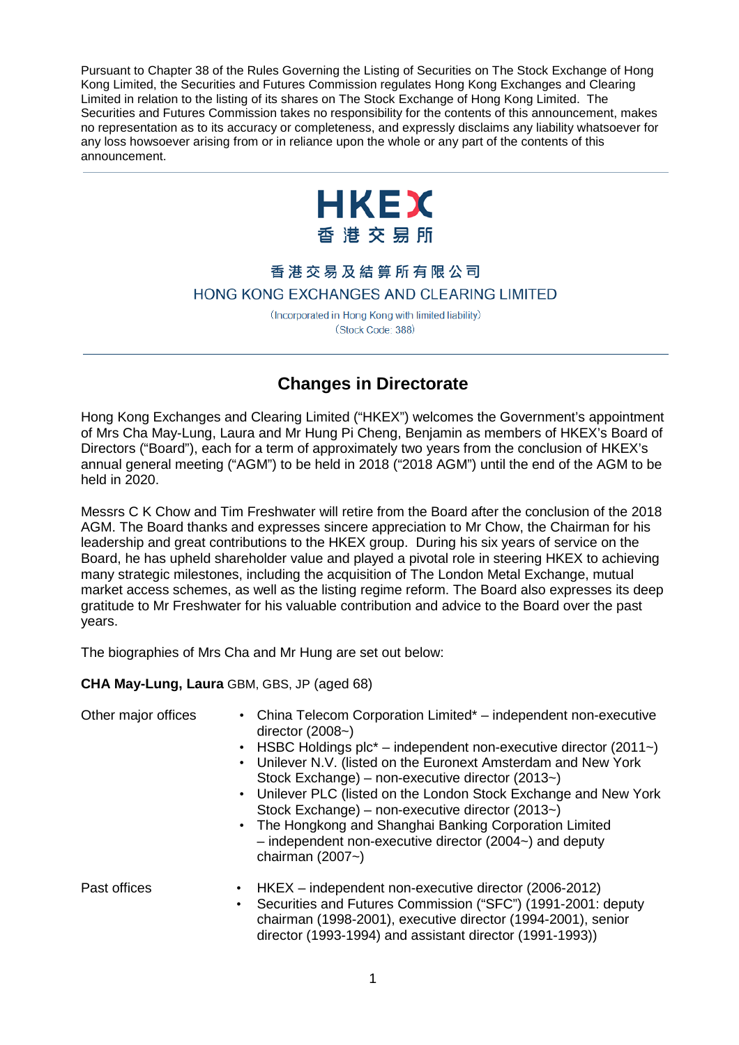Pursuant to Chapter 38 of the Rules Governing the Listing of Securities on The Stock Exchange of Hong Kong Limited, the Securities and Futures Commission regulates Hong Kong Exchanges and Clearing Limited in relation to the listing of its shares on The Stock Exchange of Hong Kong Limited. The Securities and Futures Commission takes no responsibility for the contents of this announcement, makes no representation as to its accuracy or completeness, and expressly disclaims any liability whatsoever for any loss howsoever arising from or in reliance upon the whole or any part of the contents of this announcement.

HKEX
香港交易所

香港交易及結算所有限公司
HONG KONG EXCHANGES AND CLEARING LIMITED

(Incorporated in Hong Kong with limited liability)
(Stock Code: 388)

# Changes in Directorate

Hong Kong Exchanges and Clearing Limited ("HKEX") welcomes the Government's appointment of Mrs Cha May-Lung, Laura and Mr Hung Pi Cheng, Benjamin as members of HKEX's Board of Directors ("Board"), each for a term of approximately two years from the conclusion of HKEX's annual general meeting ("AGM") to be held in 2018 ("2018 AGM") until the end of the AGM to be held in 2020.

Messrs C K Chow and Tim Freshwater will retire from the Board after the conclusion of the 2018 AGM. The Board thanks and expresses sincere appreciation to Mr Chow, the Chairman for his leadership and great contributions to the HKEX group. During his six years of service on the Board, he has upheld shareholder value and played a pivotal role in steering HKEX to achieving many strategic milestones, including the acquisition of The London Metal Exchange, mutual market access schemes, as well as the listing regime reform. The Board also expresses its deep gratitude to Mr Freshwater for his valuable contribution and advice to the Board over the past years.

The biographies of Mrs Cha and Mr Hung are set out below:

**CHA May-Lung, Laura** GBM, GBS, JP (aged 68)

| | |
|---|---|
| Other major offices | • China Telecom Corporation Limited* – independent non-executive director (2008~)<br>• HSBC Holdings plc* – independent non-executive director (2011~)<br>• Unilever N.V. (listed on the Euronext Amsterdam and New York Stock Exchange) – non-executive director (2013~)<br>• Unilever PLC (listed on the London Stock Exchange and New York Stock Exchange) – non-executive director (2013~)<br>• The Hongkong and Shanghai Banking Corporation Limited – independent non-executive director (2004~) and deputy chairman (2007~) |
| Past offices | • HKEX – independent non-executive director (2006-2012)<br>• Securities and Futures Commission ("SFC") (1991-2001: deputy chairman (1998-2001), executive director (1994-2001), senior director (1993-1994) and assistant director (1991-1993)) |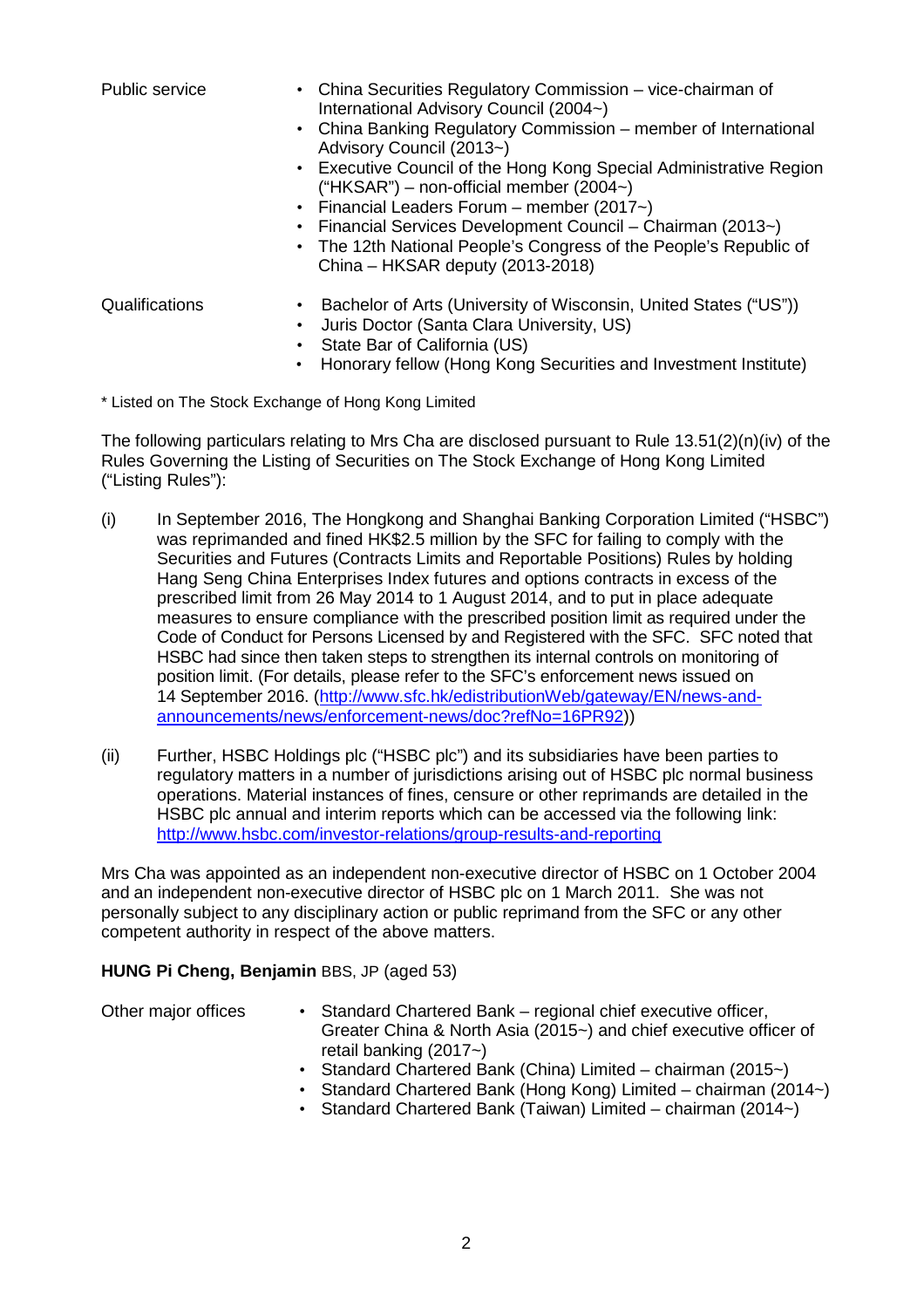Public service

- China Securities Regulatory Commission – vice-chairman of International Advisory Council (2004~)
- China Banking Regulatory Commission – member of International Advisory Council (2013~)
- Executive Council of the Hong Kong Special Administrative Region ("HKSAR") – non-official member (2004~)
- Financial Leaders Forum – member (2017~)
- Financial Services Development Council – Chairman (2013~)
- The 12th National People's Congress of the People's Republic of China – HKSAR deputy (2013-2018)

Qualifications

- Bachelor of Arts (University of Wisconsin, United States ("US"))
- Juris Doctor (Santa Clara University, US)
- State Bar of California (US)
- Honorary fellow (Hong Kong Securities and Investment Institute)

* Listed on The Stock Exchange of Hong Kong Limited

The following particulars relating to Mrs Cha are disclosed pursuant to Rule 13.51(2)(n)(iv) of the Rules Governing the Listing of Securities on The Stock Exchange of Hong Kong Limited ("Listing Rules"):

(i) In September 2016, The Hongkong and Shanghai Banking Corporation Limited ("HSBC") was reprimanded and fined HK$2.5 million by the SFC for failing to comply with the Securities and Futures (Contracts Limits and Reportable Positions) Rules by holding Hang Seng China Enterprises Index futures and options contracts in excess of the prescribed limit from 26 May 2014 to 1 August 2014, and to put in place adequate measures to ensure compliance with the prescribed position limit as required under the Code of Conduct for Persons Licensed by and Registered with the SFC. SFC noted that HSBC had since then taken steps to strengthen its internal controls on monitoring of position limit. (For details, please refer to the SFC's enforcement news issued on 14 September 2016. (http://www.sfc.hk/edistributionWeb/gateway/EN/news-and-announcements/news/enforcement-news/doc?refNo=16PR92))

(ii) Further, HSBC Holdings plc ("HSBC plc") and its subsidiaries have been parties to regulatory matters in a number of jurisdictions arising out of HSBC plc normal business operations. Material instances of fines, censure or other reprimands are detailed in the HSBC plc annual and interim reports which can be accessed via the following link: http://www.hsbc.com/investor-relations/group-results-and-reporting

Mrs Cha was appointed as an independent non-executive director of HSBC on 1 October 2004 and an independent non-executive director of HSBC plc on 1 March 2011. She was not personally subject to any disciplinary action or public reprimand from the SFC or any other competent authority in respect of the above matters.

**HUNG Pi Cheng, Benjamin** BBS, JP (aged 53)

Other major offices

- Standard Chartered Bank – regional chief executive officer, Greater China & North Asia (2015~) and chief executive officer of retail banking (2017~)
- Standard Chartered Bank (China) Limited – chairman (2015~)
- Standard Chartered Bank (Hong Kong) Limited – chairman (2014~)
- Standard Chartered Bank (Taiwan) Limited – chairman (2014~)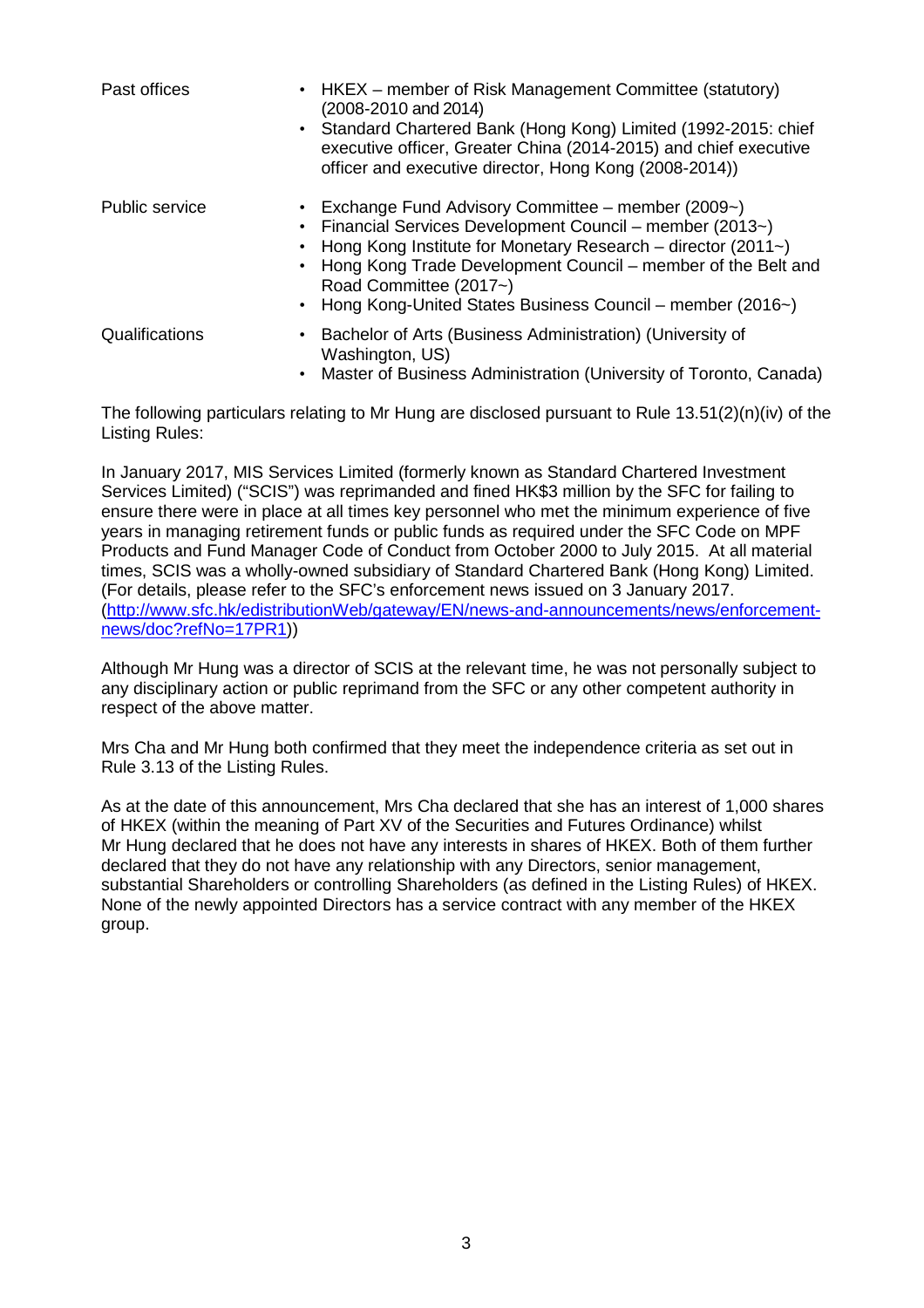| | |
|---|---|
| Past offices | • HKEX – member of Risk Management Committee (statutory) (2008-2010 and 2014)<br>• Standard Chartered Bank (Hong Kong) Limited (1992-2015: chief executive officer, Greater China (2014-2015) and chief executive officer and executive director, Hong Kong (2008-2014)) |
| Public service | • Exchange Fund Advisory Committee – member (2009~)<br>• Financial Services Development Council – member (2013~)<br>• Hong Kong Institute for Monetary Research – director (2011~)<br>• Hong Kong Trade Development Council – member of the Belt and Road Committee (2017~)<br>• Hong Kong-United States Business Council – member (2016~) |
| Qualifications | • Bachelor of Arts (Business Administration) (University of Washington, US)<br>• Master of Business Administration (University of Toronto, Canada) |

The following particulars relating to Mr Hung are disclosed pursuant to Rule 13.51(2)(n)(iv) of the Listing Rules:

In January 2017, MIS Services Limited (formerly known as Standard Chartered Investment Services Limited) ("SCIS") was reprimanded and fined HK$3 million by the SFC for failing to ensure there were in place at all times key personnel who met the minimum experience of five years in managing retirement funds or public funds as required under the SFC Code on MPF Products and Fund Manager Code of Conduct from October 2000 to July 2015. At all material times, SCIS was a wholly-owned subsidiary of Standard Chartered Bank (Hong Kong) Limited. (For details, please refer to the SFC's enforcement news issued on 3 January 2017. (http://www.sfc.hk/edistributionWeb/gateway/EN/news-and-announcements/news/enforcement-news/doc?refNo=17PR1))

Although Mr Hung was a director of SCIS at the relevant time, he was not personally subject to any disciplinary action or public reprimand from the SFC or any other competent authority in respect of the above matter.

Mrs Cha and Mr Hung both confirmed that they meet the independence criteria as set out in Rule 3.13 of the Listing Rules.

As at the date of this announcement, Mrs Cha declared that she has an interest of 1,000 shares of HKEX (within the meaning of Part XV of the Securities and Futures Ordinance) whilst Mr Hung declared that he does not have any interests in shares of HKEX. Both of them further declared that they do not have any relationship with any Directors, senior management, substantial Shareholders or controlling Shareholders (as defined in the Listing Rules) of HKEX. None of the newly appointed Directors has a service contract with any member of the HKEX group.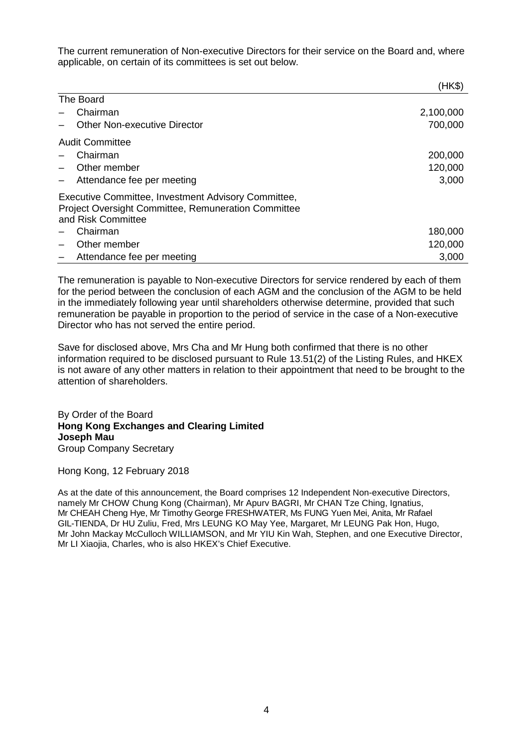The current remuneration of Non-executive Directors for their service on the Board and, where applicable, on certain of its committees is set out below.

| | (HK$) |
|---|---|
| The Board | |
| – Chairman | 2,100,000 |
| – Other Non-executive Director | 700,000 |
| Audit Committee | |
| – Chairman | 200,000 |
| – Other member | 120,000 |
| – Attendance fee per meeting | 3,000 |
| Executive Committee, Investment Advisory Committee, Project Oversight Committee, Remuneration Committee and Risk Committee | |
| – Chairman | 180,000 |
| – Other member | 120,000 |
| – Attendance fee per meeting | 3,000 |

The remuneration is payable to Non-executive Directors for service rendered by each of them for the period between the conclusion of each AGM and the conclusion of the AGM to be held in the immediately following year until shareholders otherwise determine, provided that such remuneration be payable in proportion to the period of service in the case of a Non-executive Director who has not served the entire period.

Save for disclosed above, Mrs Cha and Mr Hung both confirmed that there is no other information required to be disclosed pursuant to Rule 13.51(2) of the Listing Rules, and HKEX is not aware of any other matters in relation to their appointment that need to be brought to the attention of shareholders.

By Order of the Board
**Hong Kong Exchanges and Clearing Limited**
**Joseph Mau**
Group Company Secretary

Hong Kong, 12 February 2018

As at the date of this announcement, the Board comprises 12 Independent Non-executive Directors, namely Mr CHOW Chung Kong (Chairman), Mr Apurv BAGRI, Mr CHAN Tze Ching, Ignatius, Mr CHEAH Cheng Hye, Mr Timothy George FRESHWATER, Ms FUNG Yuen Mei, Anita, Mr Rafael GIL-TIENDA, Dr HU Zuliu, Fred, Mrs LEUNG KO May Yee, Margaret, Mr LEUNG Pak Hon, Hugo, Mr John Mackay McCulloch WILLIAMSON, and Mr YIU Kin Wah, Stephen, and one Executive Director, Mr LI Xiaojia, Charles, who is also HKEX's Chief Executive.